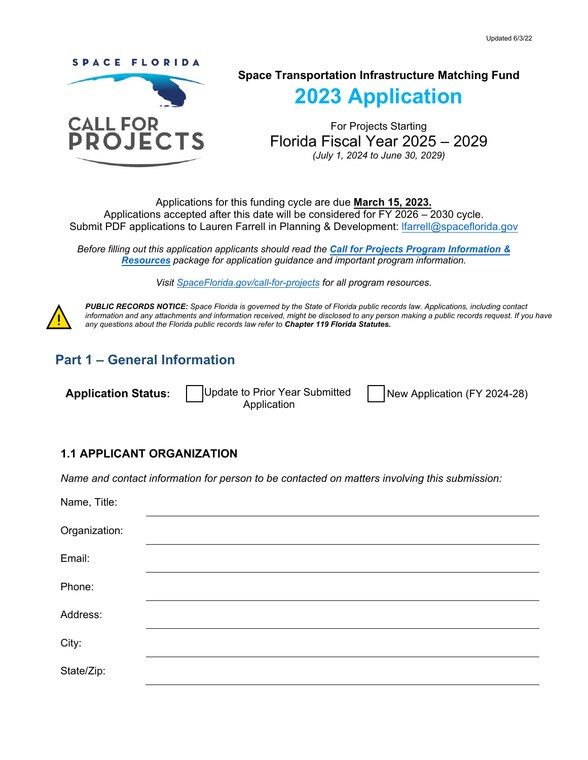Updated 6/3/22

SPACE FLORIDA

CALL FOR PROJECTS

**Space Transportation Infrastructure Matching Fund**

# 2023 Application

For Projects Starting

Florida Fiscal Year 2025 – 2029

*(July 1, 2024 to June 30, 2029)*

Applications for this funding cycle are due **March 15, 2023.**
Applications accepted after this date will be considered for FY 2026 – 2030 cycle.
Submit PDF applications to Lauren Farrell in Planning & Development: lfarrell@spaceflorida.gov

*Before filling out this application applicants should read the **Call for Projects Program Information & Resources** package for application guidance and important program information.*

*Visit SpaceFlorida.gov/call-for-projects for all program resources.*

***PUBLIC RECORDS NOTICE:** Space Florida is governed by the State of Florida public records law. Applications, including contact information and any attachments and information received, might be disclosed to any person making a public records request. If you have any questions about the Florida public records law refer to **Chapter 119 Florida Statutes.***

## Part 1 – General Information

**Application Status:** ☐ Update to Prior Year Submitted Application ☐ New Application (FY 2024-28)

### 1.1 APPLICANT ORGANIZATION

*Name and contact information for person to be contacted on matters involving this submission:*

Name, Title: ______________________________

Organization: ______________________________

Email: ______________________________

Phone: ______________________________

Address: ______________________________

City: ______________________________

State/Zip: ______________________________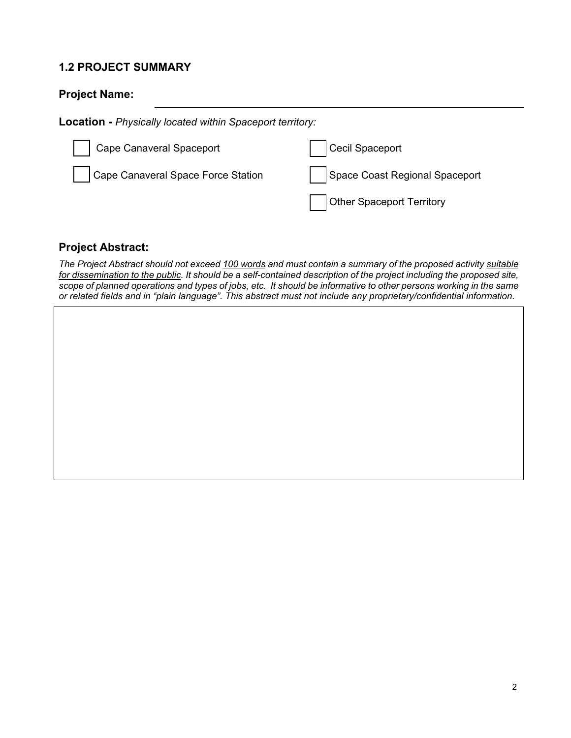### 1.2 PROJECT SUMMARY

**Project Name:** ______________________________

**Location -** *Physically located within Spaceport territory:*

- [ ] Cape Canaveral Spaceport
- [ ] Cape Canaveral Space Force Station
- [ ] Cecil Spaceport
- [ ] Space Coast Regional Spaceport
- [ ] Other Spaceport Territory

**Project Abstract:**

*The Project Abstract should not exceed <u>100 words</u> and must contain a summary of the proposed activity <u>suitable for dissemination to the public</u>. It should be a self-contained description of the project including the proposed site, scope of planned operations and types of jobs, etc. It should be informative to other persons working in the same or related fields and in "plain language". This abstract must not include any proprietary/confidential information.*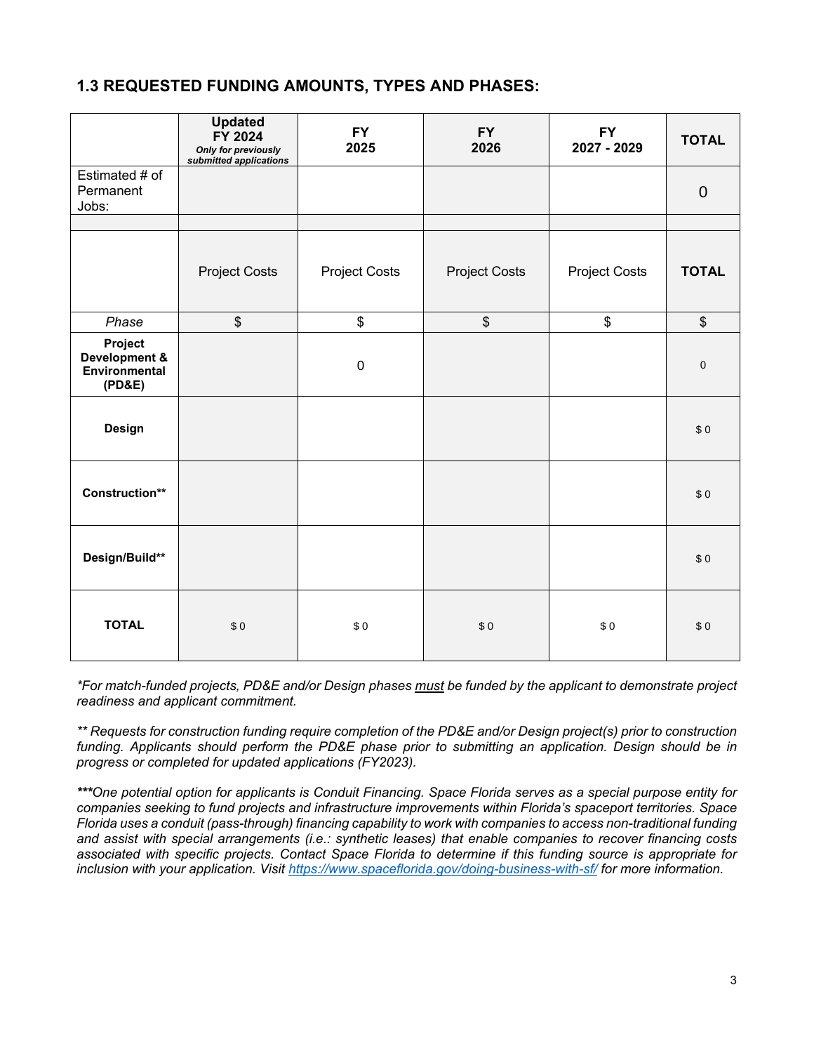## 1.3 REQUESTED FUNDING AMOUNTS, TYPES AND PHASES:

| | Updated FY 2024 *Only for previously submitted applications* | FY 2025 | FY 2026 | FY 2027 - 2029 | TOTAL |
|---|---|---|---|---|---|
| Estimated # of Permanent Jobs: | | | | | 0 |
| | | | | | |
| | Project Costs | Project Costs | Project Costs | Project Costs | **TOTAL** |
| *Phase* | $ | $ | $ | $ | $ |
| **Project Development & Environmental (PD&E)** | | 0 | | | 0 |
| **Design** | | | | | $ 0 |
| **Construction**** | | | | | $ 0 |
| **Design/Build**** | | | | | $ 0 |
| **TOTAL** | $ 0 | $ 0 | $ 0 | $ 0 | $ 0 |

**For match-funded projects, PD&E and/or Design phases must be funded by the applicant to demonstrate project readiness and applicant commitment.*

*** Requests for construction funding require completion of the PD&E and/or Design project(s) prior to construction funding. Applicants should perform the PD&E phase prior to submitting an application. Design should be in progress or completed for updated applications (FY2023).*

****One potential option for applicants is Conduit Financing. Space Florida serves as a special purpose entity for companies seeking to fund projects and infrastructure improvements within Florida's spaceport territories. Space Florida uses a conduit (pass-through) financing capability to work with companies to access non-traditional funding and assist with special arrangements (i.e.: synthetic leases) that enable companies to recover financing costs associated with specific projects. Contact Space Florida to determine if this funding source is appropriate for inclusion with your application. Visit https://www.spaceflorida.gov/doing-business-with-sf/ for more information.*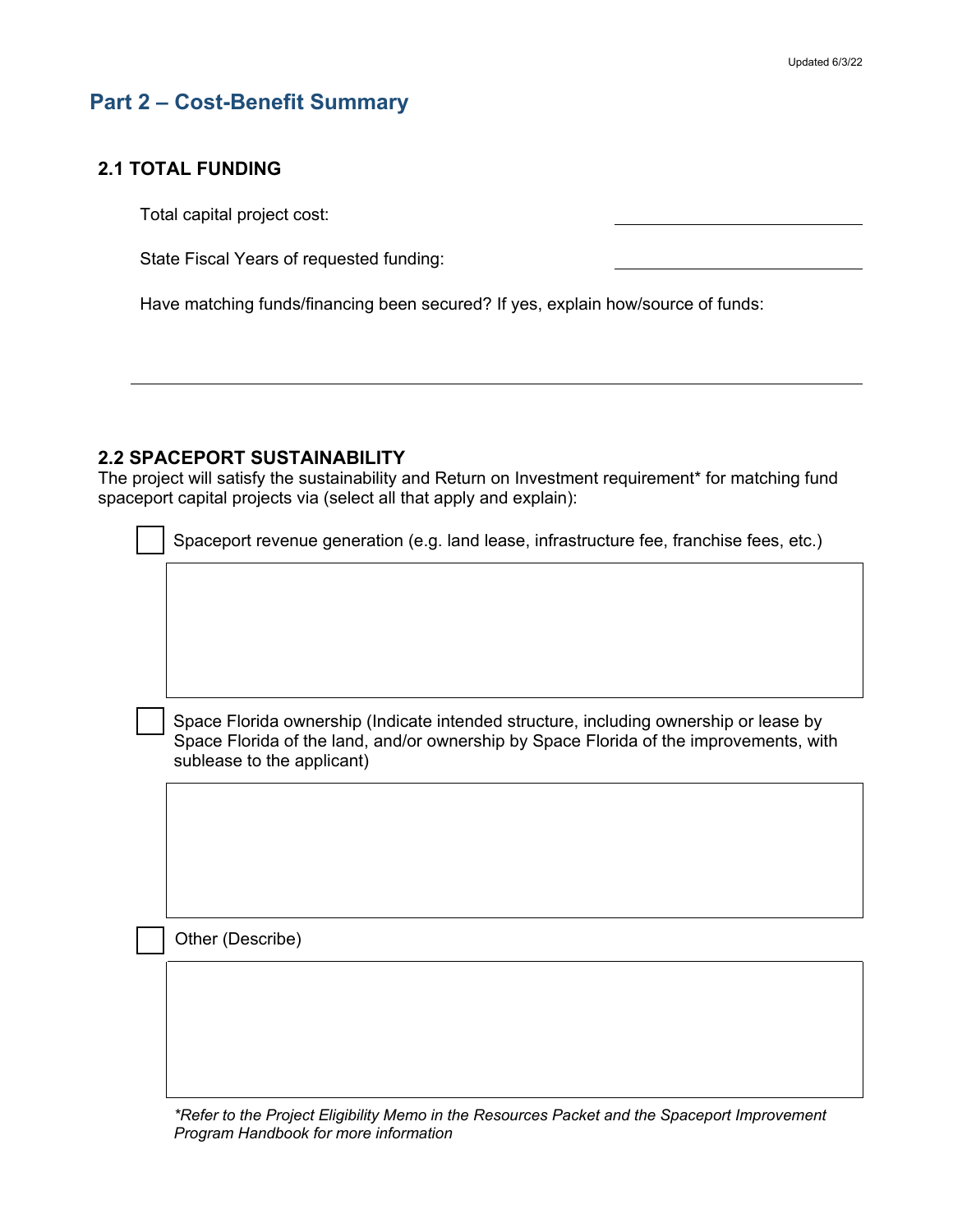## Part 2 – Cost-Benefit Summary

### 2.1 TOTAL FUNDING

Total capital project cost: \_\_\_\_\_\_\_\_\_\_\_\_\_\_\_\_\_\_\_\_

State Fiscal Years of requested funding: \_\_\_\_\_\_\_\_\_\_\_\_\_\_\_\_\_\_\_\_

Have matching funds/financing been secured? If yes, explain how/source of funds:

\_\_\_\_\_\_\_\_\_\_\_\_\_\_\_\_\_\_\_\_\_\_\_\_\_\_\_\_\_\_\_\_\_\_\_\_\_\_\_\_\_\_\_\_\_\_\_\_\_\_\_\_\_\_\_\_\_\_\_\_

### 2.2 SPACEPORT SUSTAINABILITY

The project will satisfy the sustainability and Return on Investment requirement* for matching fund spaceport capital projects via (select all that apply and explain):

- [ ] Spaceport revenue generation (e.g. land lease, infrastructure fee, franchise fees, etc.)

- [ ] Space Florida ownership (Indicate intended structure, including ownership or lease by Space Florida of the land, and/or ownership by Space Florida of the improvements, with sublease to the applicant)

- [ ] Other (Describe)

*\*Refer to the Project Eligibility Memo in the Resources Packet and the Spaceport Improvement Program Handbook for more information*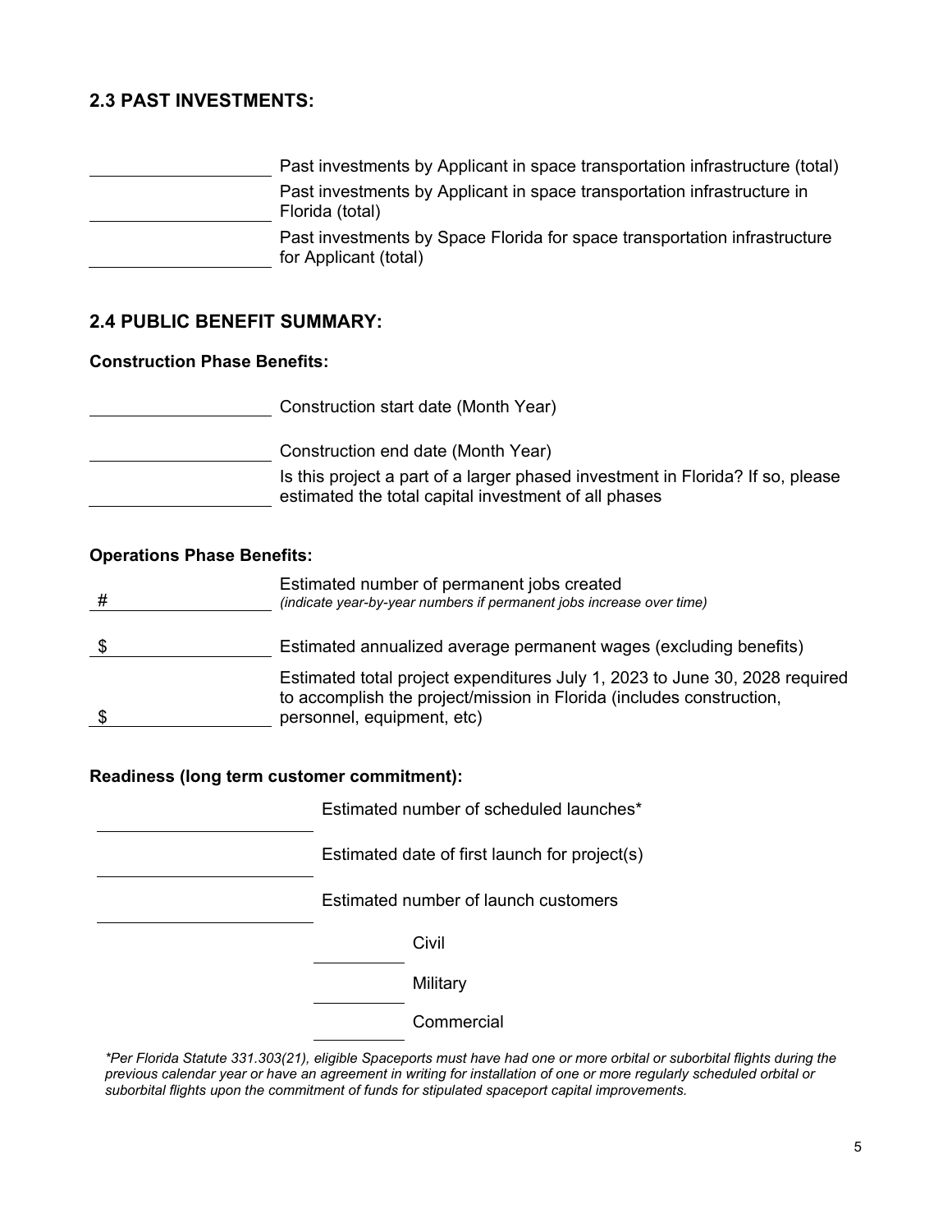## 2.3 PAST INVESTMENTS:

\_\_\_\_\_\_\_\_\_\_\_\_\_\_\_\_\_\_\_\_ Past investments by Applicant in space transportation infrastructure (total)

\_\_\_\_\_\_\_\_\_\_\_\_\_\_\_\_\_\_\_\_ Past investments by Applicant in space transportation infrastructure in Florida (total)

\_\_\_\_\_\_\_\_\_\_\_\_\_\_\_\_\_\_\_\_ Past investments by Space Florida for space transportation infrastructure for Applicant (total)

## 2.4 PUBLIC BENEFIT SUMMARY:

**Construction Phase Benefits:**

\_\_\_\_\_\_\_\_\_\_\_\_\_\_\_\_\_\_\_\_ Construction start date (Month Year)

\_\_\_\_\_\_\_\_\_\_\_\_\_\_\_\_\_\_\_\_ Construction end date (Month Year)

\_\_\_\_\_\_\_\_\_\_\_\_\_\_\_\_\_\_\_\_ Is this project a part of a larger phased investment in Florida? If so, please estimated the total capital investment of all phases

**Operations Phase Benefits:**

#\_\_\_\_\_\_\_\_\_\_\_\_\_\_\_\_\_\_\_ Estimated number of permanent jobs created
*(indicate year-by-year numbers if permanent jobs increase over time)*

$\_\_\_\_\_\_\_\_\_\_\_\_\_\_\_\_\_\_\_ Estimated annualized average permanent wages (excluding benefits)

$\_\_\_\_\_\_\_\_\_\_\_\_\_\_\_\_\_\_\_ Estimated total project expenditures July 1, 2023 to June 30, 2028 required to accomplish the project/mission in Florida (includes construction, personnel, equipment, etc)

**Readiness (long term customer commitment):**

\_\_\_\_\_\_\_\_\_\_\_\_\_\_\_\_\_\_\_\_ Estimated number of scheduled launches*

\_\_\_\_\_\_\_\_\_\_\_\_\_\_\_\_\_\_\_\_ Estimated date of first launch for project(s)

\_\_\_\_\_\_\_\_\_\_\_\_\_\_\_\_\_\_\_\_ Estimated number of launch customers

\_\_\_\_\_\_\_\_\_\_ Civil

\_\_\_\_\_\_\_\_\_\_ Military

\_\_\_\_\_\_\_\_\_\_ Commercial

*\*Per Florida Statute 331.303(21), eligible Spaceports must have had one or more orbital or suborbital flights during the previous calendar year or have an agreement in writing for installation of one or more regularly scheduled orbital or suborbital flights upon the commitment of funds for stipulated spaceport capital improvements.*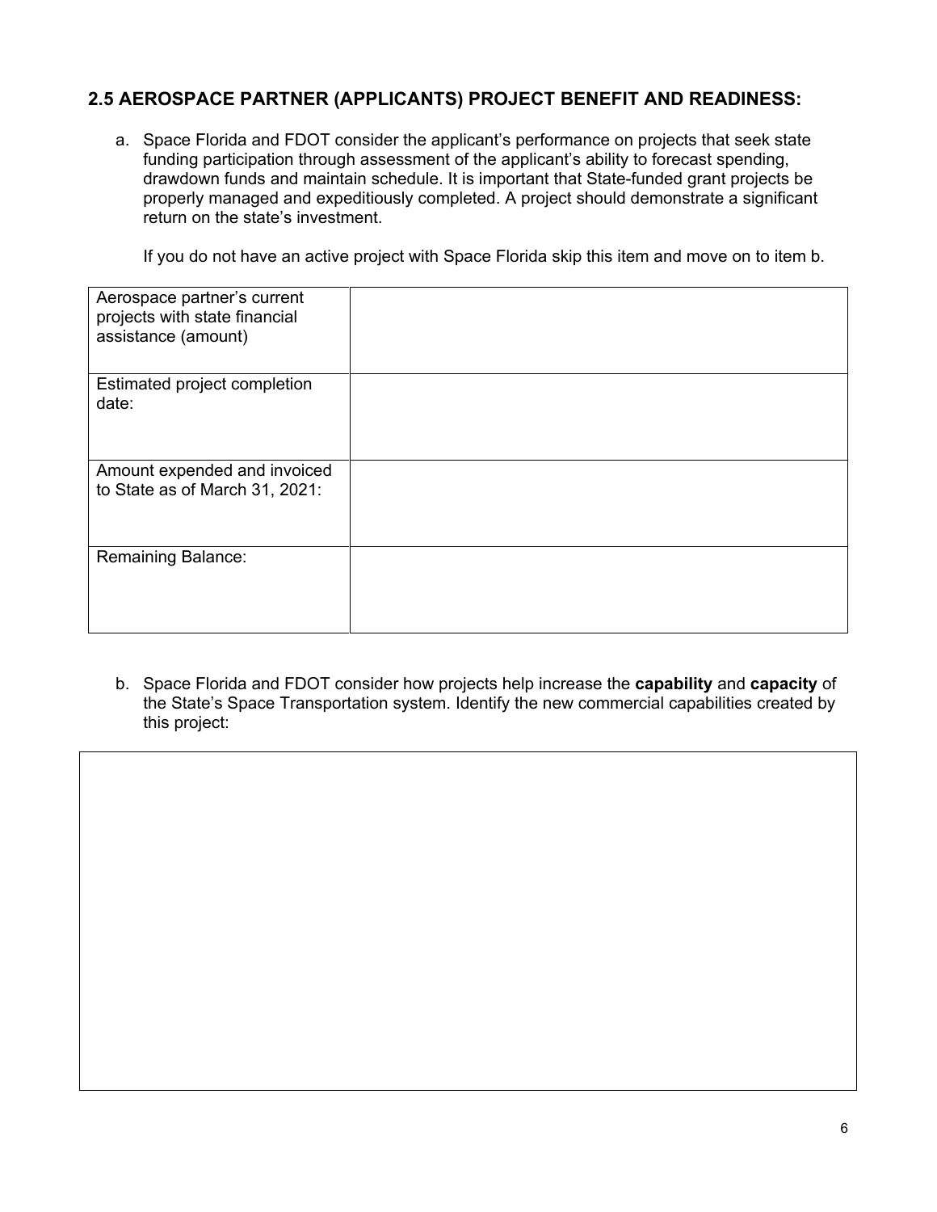## 2.5 AEROSPACE PARTNER (APPLICANTS) PROJECT BENEFIT AND READINESS:

a. Space Florida and FDOT consider the applicant's performance on projects that seek state funding participation through assessment of the applicant's ability to forecast spending, drawdown funds and maintain schedule. It is important that State-funded grant projects be properly managed and expeditiously completed. A project should demonstrate a significant return on the state's investment.

   If you do not have an active project with Space Florida skip this item and move on to item b.

| | |
|---|---|
| Aerospace partner's current projects with state financial assistance (amount) | |
| Estimated project completion date: | |
| Amount expended and invoiced to State as of March 31, 2021: | |
| Remaining Balance: | |

b. Space Florida and FDOT consider how projects help increase the **capability** and **capacity** of the State's Space Transportation system. Identify the new commercial capabilities created by this project:

| |
|---|
| |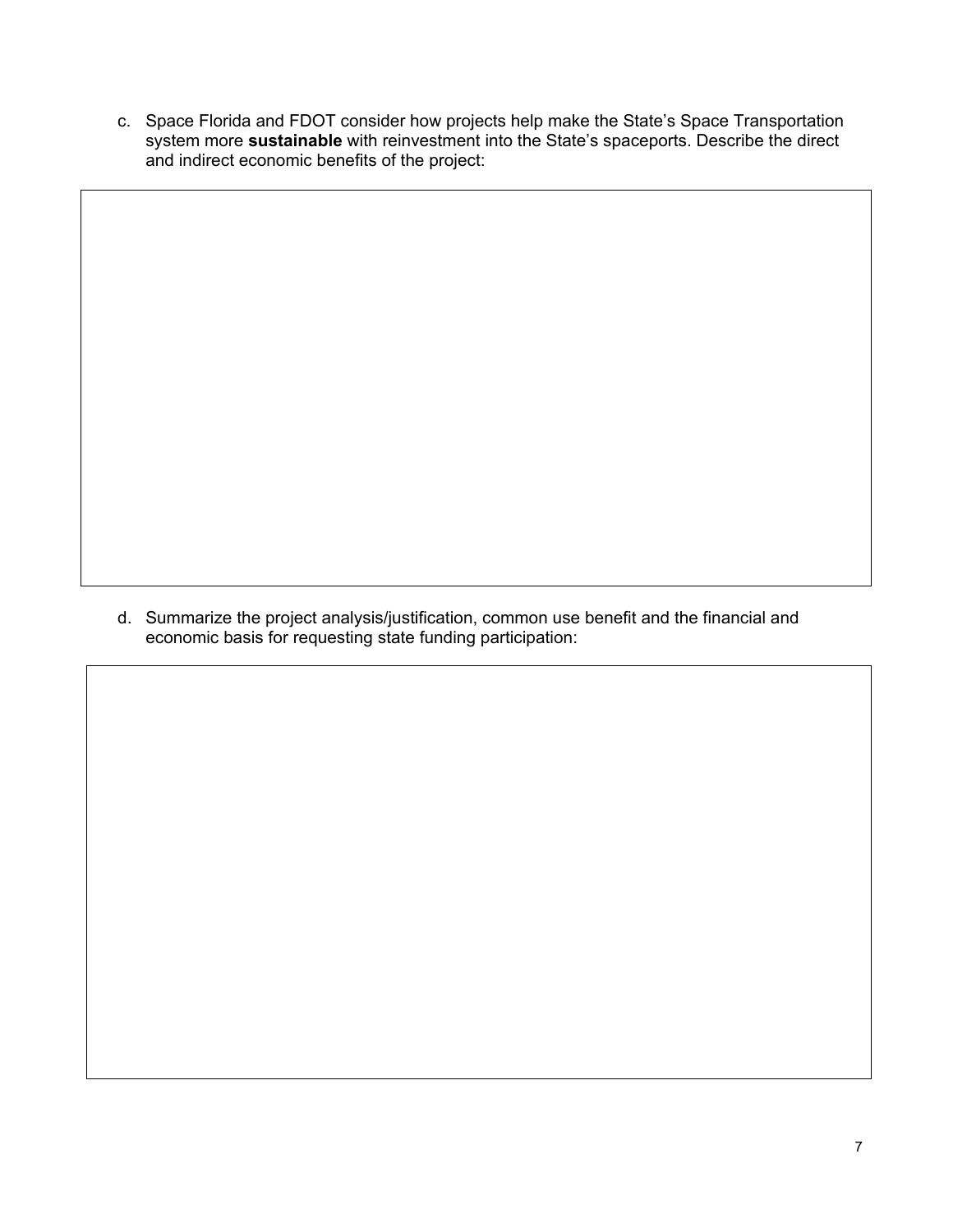c. Space Florida and FDOT consider how projects help make the State's Space Transportation system more **sustainable** with reinvestment into the State's spaceports. Describe the direct and indirect economic benefits of the project:

d. Summarize the project analysis/justification, common use benefit and the financial and economic basis for requesting state funding participation: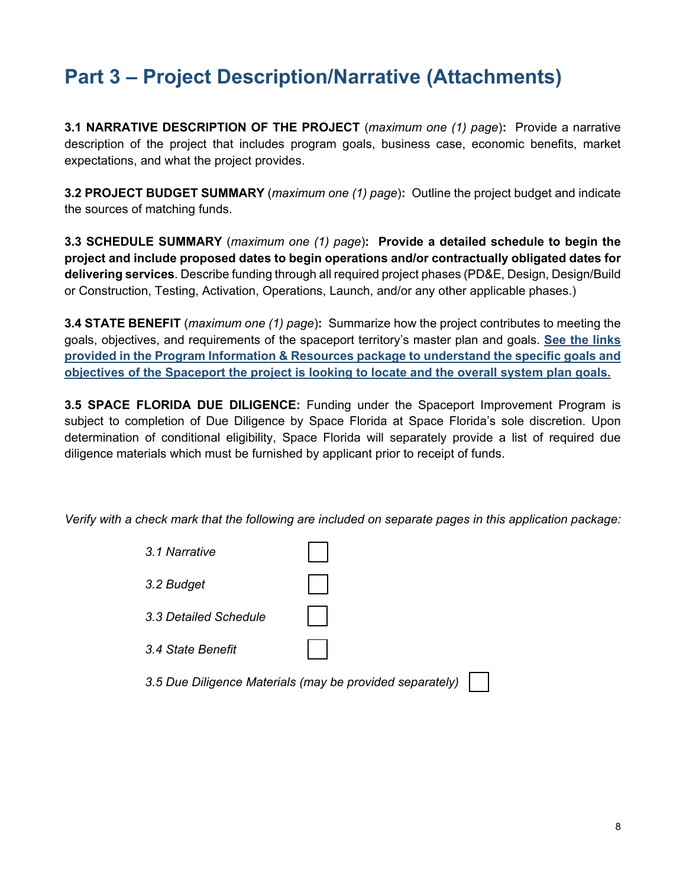# Part 3 – Project Description/Narrative (Attachments)

**3.1 NARRATIVE DESCRIPTION OF THE PROJECT** (*maximum one (1) page*)**:** Provide a narrative description of the project that includes program goals, business case, economic benefits, market expectations, and what the project provides.

**3.2 PROJECT BUDGET SUMMARY** (*maximum one (1) page*)**:** Outline the project budget and indicate the sources of matching funds.

**3.3 SCHEDULE SUMMARY** (*maximum one (1) page*)**: Provide a detailed schedule to begin the project and include proposed dates to begin operations and/or contractually obligated dates for delivering services**. Describe funding through all required project phases (PD&E, Design, Design/Build or Construction, Testing, Activation, Operations, Launch, and/or any other applicable phases.)

**3.4 STATE BENEFIT** (*maximum one (1) page*)**:** Summarize how the project contributes to meeting the goals, objectives, and requirements of the spaceport territory's master plan and goals. **See the links provided in the Program Information & Resources package to understand the specific goals and objectives of the Spaceport the project is looking to locate and the overall system plan goals.**

**3.5 SPACE FLORIDA DUE DILIGENCE:** Funding under the Spaceport Improvement Program is subject to completion of Due Diligence by Space Florida at Space Florida's sole discretion. Upon determination of conditional eligibility, Space Florida will separately provide a list of required due diligence materials which must be furnished by applicant prior to receipt of funds.

*Verify with a check mark that the following are included on separate pages in this application package:*

- *3.1 Narrative* ☐
- *3.2 Budget* ☐
- *3.3 Detailed Schedule* ☐
- *3.4 State Benefit* ☐
- *3.5 Due Diligence Materials (may be provided separately)* ☐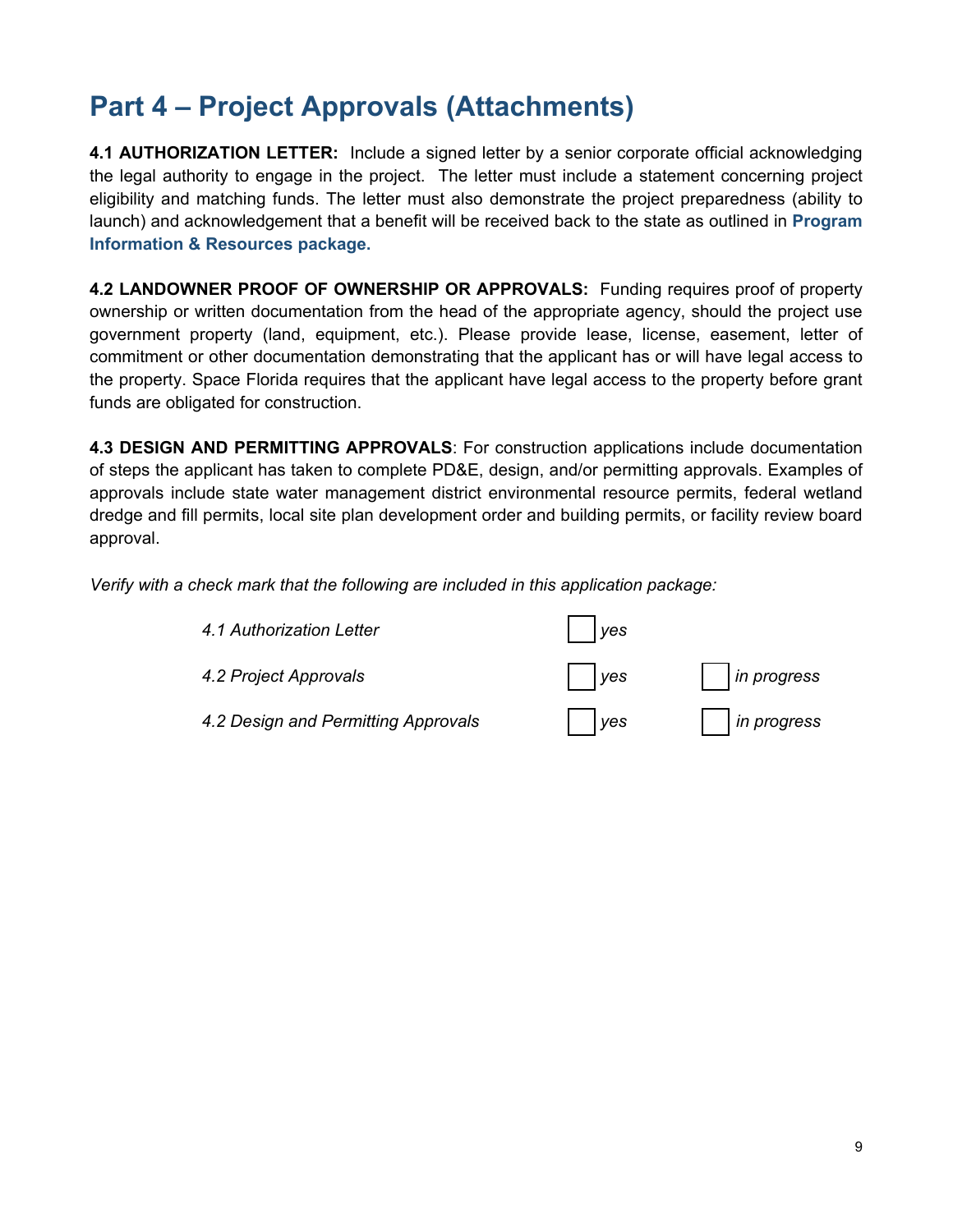# Part 4 – Project Approvals (Attachments)

**4.1 AUTHORIZATION LETTER:** Include a signed letter by a senior corporate official acknowledging the legal authority to engage in the project. The letter must include a statement concerning project eligibility and matching funds. The letter must also demonstrate the project preparedness (ability to launch) and acknowledgement that a benefit will be received back to the state as outlined in **Program Information & Resources package.**

**4.2 LANDOWNER PROOF OF OWNERSHIP OR APPROVALS:** Funding requires proof of property ownership or written documentation from the head of the appropriate agency, should the project use government property (land, equipment, etc.). Please provide lease, license, easement, letter of commitment or other documentation demonstrating that the applicant has or will have legal access to the property. Space Florida requires that the applicant have legal access to the property before grant funds are obligated for construction.

**4.3 DESIGN AND PERMITTING APPROVALS**: For construction applications include documentation of steps the applicant has taken to complete PD&E, design, and/or permitting approvals. Examples of approvals include state water management district environmental resource permits, federal wetland dredge and fill permits, local site plan development order and building permits, or facility review board approval.

*Verify with a check mark that the following are included in this application package:*

| | | |
|---|---|---|
| *4.1 Authorization Letter* | ☐ *yes* | |
| *4.2 Project Approvals* | ☐ *yes* | ☐ *in progress* |
| *4.2 Design and Permitting Approvals* | ☐ *yes* | ☐ *in progress* |